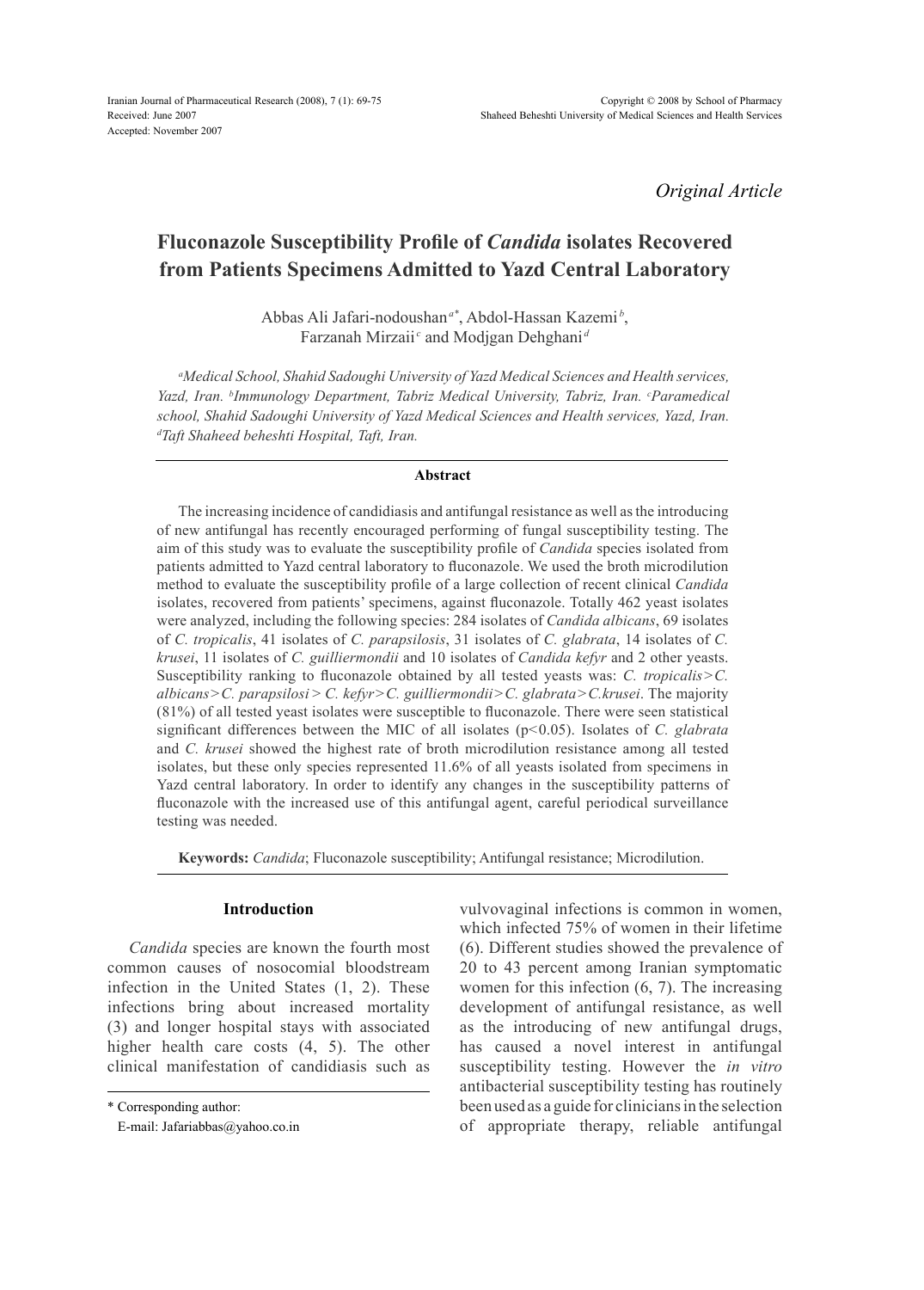Received: June 2007
Accepted: November 2007

*Original Article*

# Fluconazole Susceptibility Profile of *Candida* isolates Recovered from Patients Specimens Admitted to Yazd Central Laboratory

Abbas Ali Jafari-nodoushan[a*], Abdol-Hassan Kazemi[b], Farzanah Mirzaii[c] and Modjgan Dehghani[d]

[a]*Medical School, Shahid Sadoughi University of Yazd Medical Sciences and Health services, Yazd, Iran.* [b]*Immunology Department, Tabriz Medical University, Tabriz, Iran.* [c]*Paramedical school, Shahid Sadoughi University of Yazd Medical Sciences and Health services, Yazd, Iran.* [d]*Taft Shaheed beheshti Hospital, Taft, Iran.*

## Abstract

The increasing incidence of candidiasis and antifungal resistance as well as the introducing of new antifungal has recently encouraged performing of fungal susceptibility testing. The aim of this study was to evaluate the susceptibility profile of *Candida* species isolated from patients admitted to Yazd central laboratory to fluconazole. We used the broth microdilution method to evaluate the susceptibility profile of a large collection of recent clinical *Candida* isolates, recovered from patients' specimens, against fluconazole. Totally 462 yeast isolates were analyzed, including the following species: 284 isolates of *Candida albicans*, 69 isolates of *C. tropicalis*, 41 isolates of *C. parapsilosis*, 31 isolates of *C. glabrata*, 14 isolates of *C. krusei*, 11 isolates of *C. guilliermondii* and 10 isolates of *Candida kefyr* and 2 other yeasts. Susceptibility ranking to fluconazole obtained by all tested yeasts was: *C. tropicalis>C. albicans>C. parapsilosi > C. kefyr>C. guilliermondii>C. glabrata>C.krusei*. The majority (81%) of all tested yeast isolates were susceptible to fluconazole. There were seen statistical significant differences between the MIC of all isolates ($p<0.05$). Isolates of *C. glabrata* and *C. krusei* showed the highest rate of broth microdilution resistance among all tested isolates, but these only species represented 11.6% of all yeasts isolated from specimens in Yazd central laboratory. In order to identify any changes in the susceptibility patterns of fluconazole with the increased use of this antifungal agent, careful periodical surveillance testing was needed.

**Keywords:** *Candida*; Fluconazole susceptibility; Antifungal resistance; Microdilution.

## Introduction

*Candida* species are known the fourth most common causes of nosocomial bloodstream infection in the United States (1, 2). These infections bring about increased mortality (3) and longer hospital stays with associated higher health care costs (4, 5). The other clinical manifestation of candidiasis such as vulvovaginal infections is common in women, which infected 75% of women in their lifetime (6). Different studies showed the prevalence of 20 to 43 percent among Iranian symptomatic women for this infection (6, 7). The increasing development of antifungal resistance, as well as the introducing of new antifungal drugs, has caused a novel interest in antifungal susceptibility testing. However the *in vitro* antibacterial susceptibility testing has routinely been used as a guide for clinicians in the selection of appropriate therapy, reliable antifungal

\* Corresponding author:
E-mail: Jafariabbas@yahoo.co.in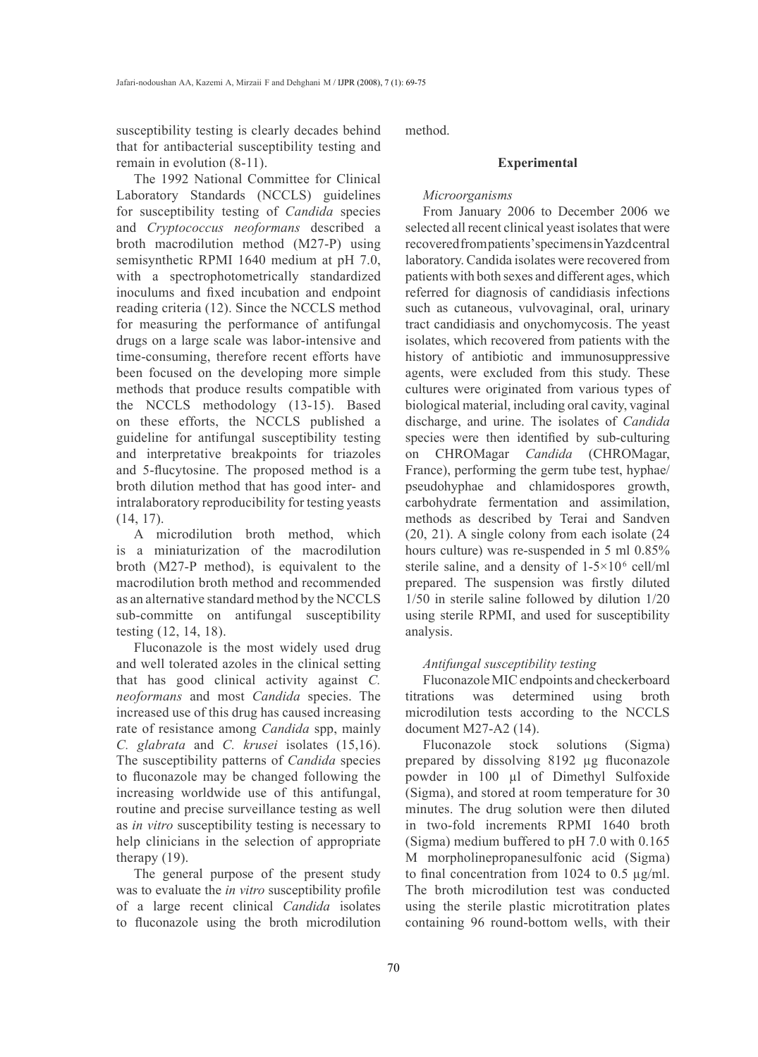susceptibility testing is clearly decades behind that for antibacterial susceptibility testing and remain in evolution (8-11).

The 1992 National Committee for Clinical Laboratory Standards (NCCLS) guidelines for susceptibility testing of *Candida* species and *Cryptococcus neoformans* described a broth macrodilution method (M27-P) using semisynthetic RPMI 1640 medium at pH 7.0, with a spectrophotometrically standardized inoculums and fixed incubation and endpoint reading criteria (12). Since the NCCLS method for measuring the performance of antifungal drugs on a large scale was labor-intensive and time-consuming, therefore recent efforts have been focused on the developing more simple methods that produce results compatible with the NCCLS methodology (13-15). Based on these efforts, the NCCLS published a guideline for antifungal susceptibility testing and interpretative breakpoints for triazoles and 5-flucytosine. The proposed method is a broth dilution method that has good inter- and intralaboratory reproducibility for testing yeasts (14, 17).

A microdilution broth method, which is a miniaturization of the macrodilution broth (M27-P method), is equivalent to the macrodilution broth method and recommended as an alternative standard method by the NCCLS sub-committe on antifungal susceptibility testing (12, 14, 18).

Fluconazole is the most widely used drug and well tolerated azoles in the clinical setting that has good clinical activity against *C. neoformans* and most *Candida* species. The increased use of this drug has caused increasing rate of resistance among *Candida* spp, mainly *C. glabrata* and *C. krusei* isolates (15,16). The susceptibility patterns of *Candida* species to fluconazole may be changed following the increasing worldwide use of this antifungal, routine and precise surveillance testing as well as *in vitro* susceptibility testing is necessary to help clinicians in the selection of appropriate therapy (19).

The general purpose of the present study was to evaluate the *in vitro* susceptibility profile of a large recent clinical *Candida* isolates to fluconazole using the broth microdilution method.

## Experimental

### *Microorganisms*

From January 2006 to December 2006 we selected all recent clinical yeast isolates that were recovered from patients' specimens in Yazd central laboratory. Candida isolates were recovered from patients with both sexes and different ages, which referred for diagnosis of candidiasis infections such as cutaneous, vulvovaginal, oral, urinary tract candidiasis and onychomycosis. The yeast isolates, which recovered from patients with the history of antibiotic and immunosuppressive agents, were excluded from this study. These cultures were originated from various types of biological material, including oral cavity, vaginal discharge, and urine. The isolates of *Candida* species were then identified by sub-culturing on CHROMagar *Candida* (CHROMagar, France), performing the germ tube test, hyphae/pseudohyphae and chlamidospores growth, carbohydrate fermentation and assimilation, methods as described by Terai and Sandven (20, 21). A single colony from each isolate (24 hours culture) was re-suspended in 5 ml 0.85% sterile saline, and a density of $1\text{-}5\times10^6$ cell/ml prepared. The suspension was firstly diluted 1/50 in sterile saline followed by dilution 1/20 using sterile RPMI, and used for susceptibility analysis.

### *Antifungal susceptibility testing*

Fluconazole MIC endpoints and checkerboard titrations was determined using broth microdilution tests according to the NCCLS document M27-A2 (14).

Fluconazole stock solutions (Sigma) prepared by dissolving 8192 µg fluconazole powder in 100 µl of Dimethyl Sulfoxide (Sigma), and stored at room temperature for 30 minutes. The drug solution were then diluted in two-fold increments RPMI 1640 broth (Sigma) medium buffered to pH 7.0 with 0.165 M morpholinepropanesulfonic acid (Sigma) to final concentration from 1024 to 0.5 µg/ml. The broth microdilution test was conducted using the sterile plastic microtitration plates containing 96 round-bottom wells, with their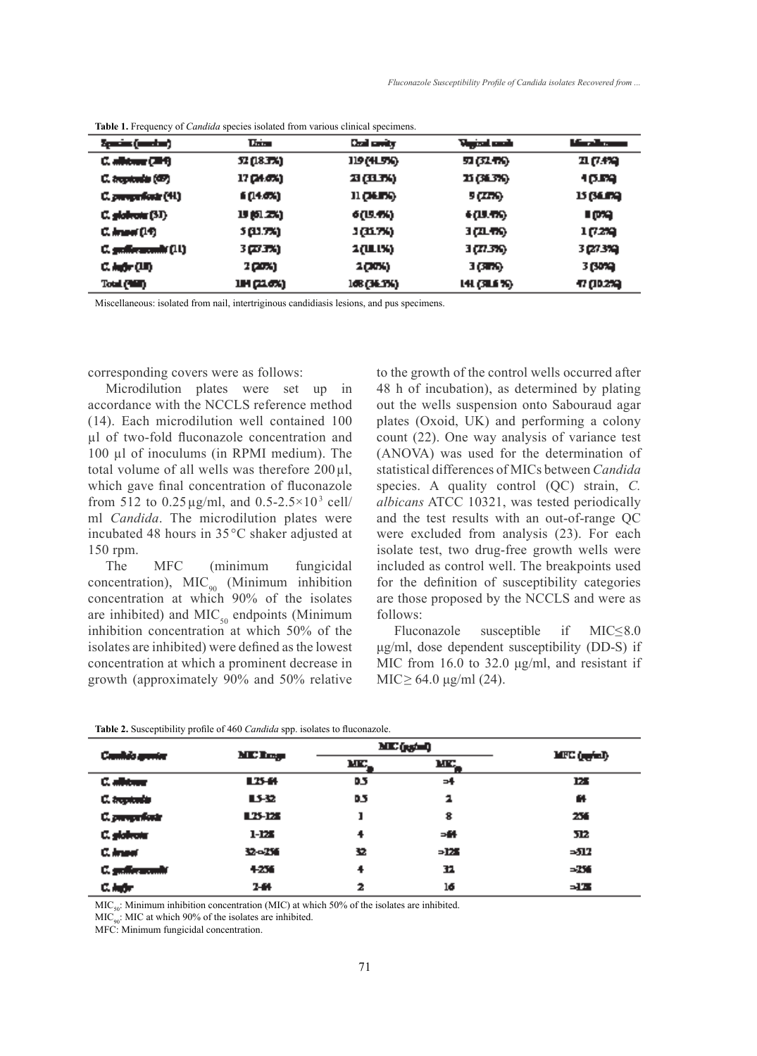**Table 1.** Frequency of *Candida* species isolated from various clinical specimens.

| Species (number) | Urine | Oral cavity | Vaginal swab | Miscellaneous |
|---|---|---|---|---|
| *C. albicans* (284) | 52 (18.3%) | 119 (41.9%) | 92 (32.4%) | 21 (7.4%) |
| *C. tropicalis* (69) | 17 (24.6%) | 23 (33.3%) | 25 (36.3%) | 4 (5.8%) |
| *C. parapsilosis* (41) | 6 (14.6%) | 11 (26.8%) | 9 (22%) | 15 (36.6%) |
| *C. glabrata* (31) | 19 (61.2%) | 6 (19.4%) | 6 (19.4%) | 0 (0%) |
| *C. krusei* (14) | 5 (35.7%) | 5 (35.7%) | 3 (21.4%) | 1 (7.2%) |
| *C. guilliermondii* (11) | 3 (27.3%) | 2 (18.1%) | 3 (27.3%) | 3 (27.3%) |
| *C. kefyr* (10) | 2 (20%) | 2 (20%) | 3 (30%) | 3 (30%) |
| Total (460) | 104 (22.6%) | 168 (36.5%) | 141 (30.6 %) | 47 (10.2%) |

Miscellaneous: isolated from nail, intertriginous candidiasis lesions, and pus specimens.

corresponding covers were as follows:

Microdilution plates were set up in accordance with the NCCLS reference method (14). Each microdilution well contained 100 µl of two-fold fluconazole concentration and 100 µl of inoculums (in RPMI medium). The total volume of all wells was therefore 200 µl, which gave final concentration of fluconazole from 512 to 0.25 µg/ml, and $0.5\text{-}2.5\times10^{3}$ cell/ml *Candida*. The microdilution plates were incubated 48 hours in 35 °C shaker adjusted at 150 rpm.

The MFC (minimum fungicidal concentration), $MIC_{90}$ (Minimum inhibition concentration at which 90% of the isolates are inhibited) and $MIC_{50}$ endpoints (Minimum inhibition concentration at which 50% of the isolates are inhibited) were defined as the lowest concentration at which a prominent decrease in growth (approximately 90% and 50% relative to the growth of the control wells occurred after 48 h of incubation), as determined by plating out the wells suspension onto Sabouraud agar plates (Oxoid, UK) and performing a colony count (22). One way analysis of variance test (ANOVA) was used for the determination of statistical differences of MICs between *Candida* species. A quality control (QC) strain, *C. albicans* ATCC 10321, was tested periodically and the test results with an out-of-range QC were excluded from analysis (23). For each isolate test, two drug-free growth wells were included as control well. The breakpoints used for the definition of susceptibility categories are those proposed by the NCCLS and were as follows:

Fluconazole susceptible if MIC≤8.0 µg/ml, dose dependent susceptibility (DD-S) if MIC from 16.0 to 32.0 µg/ml, and resistant if MIC≥ 64.0 µg/ml (24).

**Table 2.** Susceptibility profile of 460 *Candida* spp. isolates to fluconazole.

| Candida species | MIC Range | MIC (µg/ml) | | MFC (µg/ml) |
|---|---|---|---|---|
| | | $MIC_{50}$ | $MIC_{90}$ | |
| *C. albicans* | 0.25-64 | 0.5 | ≥4 | 128 |
| *C. tropicalis* | 0.5-32 | 0.5 | 2 | 64 |
| *C. parapsilosis* | 0.25-128 | 1 | 8 | 256 |
| *C. glabrata* | 1-128 | 4 | ≥64 | 512 |
| *C. krusei* | 32-≥256 | 32 | ≥128 | ≥512 |
| *C. guilliermondii* | 4-256 | 4 | 32 | ≥256 |
| *C. kefyr* | 2-64 | 2 | 16 | ≥128 |

$MIC_{50}$: Minimum inhibition concentration (MIC) at which 50% of the isolates are inhibited.
$MIC_{90}$: MIC at which 90% of the isolates are inhibited.
MFC: Minimum fungicidal concentration.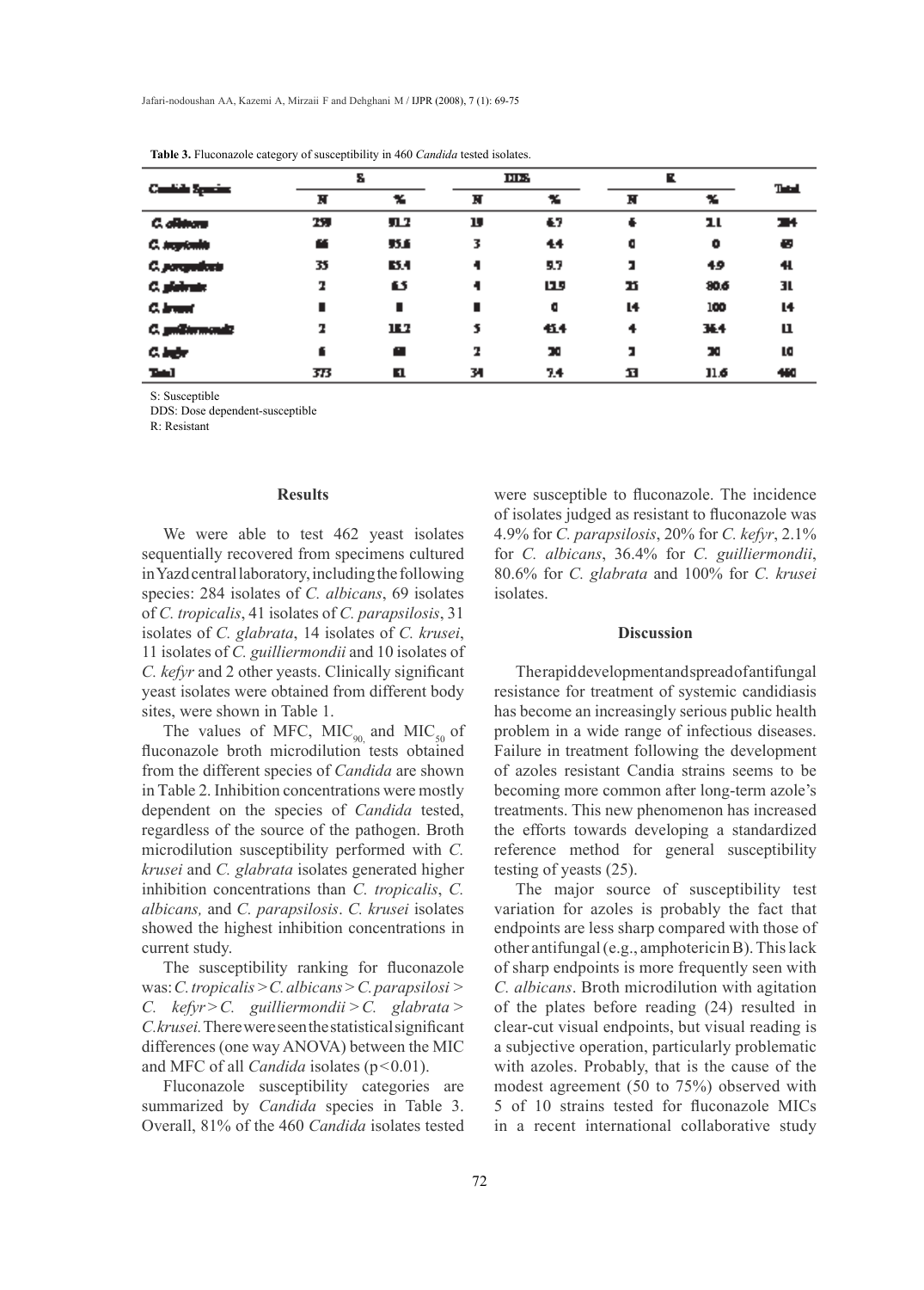**Table 3.** Fluconazole category of susceptibility in 460 *Candida* tested isolates.

| Candida Species | S | | DDS | | R | | Total |
|---|---|---|---|---|---|---|---|
| | N | % | N | % | N | % | |
| *C. albicans* | 259 | 91.2 | 19 | 6.7 | 6 | 2.1 | 284 |
| *C. tropicalis* | 66 | 95.6 | 3 | 4.4 | 0 | 0 | 69 |
| *C. parapsilosis* | 35 | 85.4 | 4 | 9.7 | 2 | 4.9 | 41 |
| *C. glabrata* | 2 | 6.5 | 4 | 12.9 | 25 | 80.6 | 31 |
| *C. krusei* | 0 | 0 | 0 | 0 | 14 | 100 | 14 |
| *C. guilliermondii* | 2 | 18.2 | 5 | 45.4 | 4 | 36.4 | 11 |
| *C. kefyr* | 6 | 60 | 2 | 20 | 2 | 20 | 10 |
| Total | 373 | 81 | 34 | 7.4 | 53 | 11.6 | 460 |

S: Susceptible
DDS: Dose dependent-susceptible
R: Resistant

## Results

We were able to test 462 yeast isolates sequentially recovered from specimens cultured in Yazd central laboratory, including the following species: 284 isolates of *C. albicans*, 69 isolates of *C. tropicalis*, 41 isolates of *C. parapsilosis*, 31 isolates of *C. glabrata*, 14 isolates of *C. krusei*, 11 isolates of *C. guilliermondii* and 10 isolates of *C. kefyr* and 2 other yeasts. Clinically significant yeast isolates were obtained from different body sites, were shown in Table 1.

The values of MFC, $MIC_{90}$ and $MIC_{50}$ of fluconazole broth microdilution tests obtained from the different species of *Candida* are shown in Table 2. Inhibition concentrations were mostly dependent on the species of *Candida* tested, regardless of the source of the pathogen. Broth microdilution susceptibility performed with *C. krusei* and *C. glabrata* isolates generated higher inhibition concentrations than *C. tropicalis*, *C. albicans,* and *C. parapsilosis*. *C. krusei* isolates showed the highest inhibition concentrations in current study.

The susceptibility ranking for fluconazole was: *C. tropicalis* > *C. albicans* > *C. parapsilosi* > *C. kefyr* > *C. guilliermondii* > *C. glabrata* > *C.krusei.* There were seen the statistical significant differences (one way ANOVA) between the MIC and MFC of all *Candida* isolates ($p<0.01$).

Fluconazole susceptibility categories are summarized by *Candida* species in Table 3. Overall, 81% of the 460 *Candida* isolates tested were susceptible to fluconazole. The incidence of isolates judged as resistant to fluconazole was 4.9% for *C. parapsilosis*, 20% for *C. kefyr*, 2.1% for *C. albicans*, 36.4% for *C. guilliermondii*, 80.6% for *C. glabrata* and 100% for *C. krusei* isolates.

## Discussion

The rapid development and spread of antifungal resistance for treatment of systemic candidiasis has become an increasingly serious public health problem in a wide range of infectious diseases. Failure in treatment following the development of azoles resistant Candia strains seems to be becoming more common after long-term azole's treatments. This new phenomenon has increased the efforts towards developing a standardized reference method for general susceptibility testing of yeasts (25).

The major source of susceptibility test variation for azoles is probably the fact that endpoints are less sharp compared with those of other antifungal (e.g., amphotericin B). This lack of sharp endpoints is more frequently seen with *C. albicans*. Broth microdilution with agitation of the plates before reading (24) resulted in clear-cut visual endpoints, but visual reading is a subjective operation, particularly problematic with azoles. Probably, that is the cause of the modest agreement (50 to 75%) observed with 5 of 10 strains tested for fluconazole MICs in a recent international collaborative study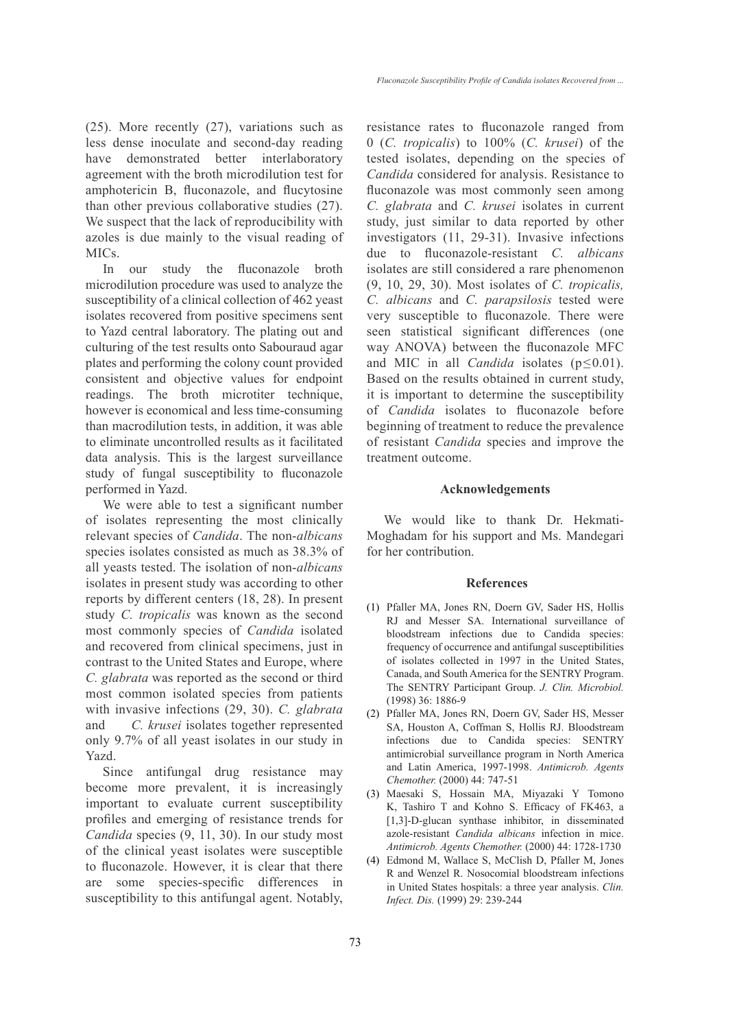(25). More recently (27), variations such as less dense inoculate and second-day reading have demonstrated better interlaboratory agreement with the broth microdilution test for amphotericin B, fluconazole, and flucytosine than other previous collaborative studies (27). We suspect that the lack of reproducibility with azoles is due mainly to the visual reading of MICs.

In our study the fluconazole broth microdilution procedure was used to analyze the susceptibility of a clinical collection of 462 yeast isolates recovered from positive specimens sent to Yazd central laboratory. The plating out and culturing of the test results onto Sabouraud agar plates and performing the colony count provided consistent and objective values for endpoint readings. The broth microtiter technique, however is economical and less time-consuming than macrodilution tests, in addition, it was able to eliminate uncontrolled results as it facilitated data analysis. This is the largest surveillance study of fungal susceptibility to fluconazole performed in Yazd.

We were able to test a significant number of isolates representing the most clinically relevant species of *Candida*. The non-*albicans* species isolates consisted as much as 38.3% of all yeasts tested. The isolation of non-*albicans* isolates in present study was according to other reports by different centers (18, 28). In present study *C. tropicalis* was known as the second most commonly species of *Candida* isolated and recovered from clinical specimens, just in contrast to the United States and Europe, where *C. glabrata* was reported as the second or third most common isolated species from patients with invasive infections (29, 30). *C. glabrata* and *C. krusei* isolates together represented only 9.7% of all yeast isolates in our study in Yazd.

Since antifungal drug resistance may become more prevalent, it is increasingly important to evaluate current susceptibility profiles and emerging of resistance trends for *Candida* species (9, 11, 30). In our study most of the clinical yeast isolates were susceptible to fluconazole. However, it is clear that there are some species-specific differences in susceptibility to this antifungal agent. Notably, resistance rates to fluconazole ranged from 0 (*C. tropicalis*) to 100% (*C. krusei*) of the tested isolates, depending on the species of *Candida* considered for analysis. Resistance to fluconazole was most commonly seen among *C. glabrata* and *C. krusei* isolates in current study, just similar to data reported by other investigators (11, 29-31). Invasive infections due to fluconazole-resistant *C. albicans* isolates are still considered a rare phenomenon (9, 10, 29, 30). Most isolates of *C. tropicalis, C. albicans* and *C. parapsilosis* tested were very susceptible to fluconazole. There were seen statistical significant differences (one way ANOVA) between the fluconazole MFC and MIC in all *Candida* isolates ($p \leq 0.01$). Based on the results obtained in current study, it is important to determine the susceptibility of *Candida* isolates to fluconazole before beginning of treatment to reduce the prevalence of resistant *Candida* species and improve the treatment outcome.

## Acknowledgements

We would like to thank Dr. Hekmati-Moghadam for his support and Ms. Mandegari for her contribution.

## References

(1) Pfaller MA, Jones RN, Doern GV, Sader HS, Hollis RJ and Messer SA. International surveillance of bloodstream infections due to Candida species: frequency of occurrence and antifungal susceptibilities of isolates collected in 1997 in the United States, Canada, and South America for the SENTRY Program. The SENTRY Participant Group. *J. Clin. Microbiol.* (1998) 36: 1886-9

(2) Pfaller MA, Jones RN, Doern GV, Sader HS, Messer SA, Houston A, Coffman S, Hollis RJ. Bloodstream infections due to Candida species: SENTRY antimicrobial surveillance program in North America and Latin America, 1997-1998. *Antimicrob. Agents Chemother.* (2000) 44: 747-51

(3) Maesaki S, Hossain MA, Miyazaki Y Tomono K, Tashiro T and Kohno S. Efficacy of FK463, a [1,3]-D-glucan synthase inhibitor, in disseminated azole-resistant *Candida albicans* infection in mice. *Antimicrob. Agents Chemother.* (2000) 44: 1728-1730

(4) Edmond M, Wallace S, McClish D, Pfaller M, Jones R and Wenzel R. Nosocomial bloodstream infections in United States hospitals: a three year analysis. *Clin. Infect. Dis.* (1999) 29: 239-244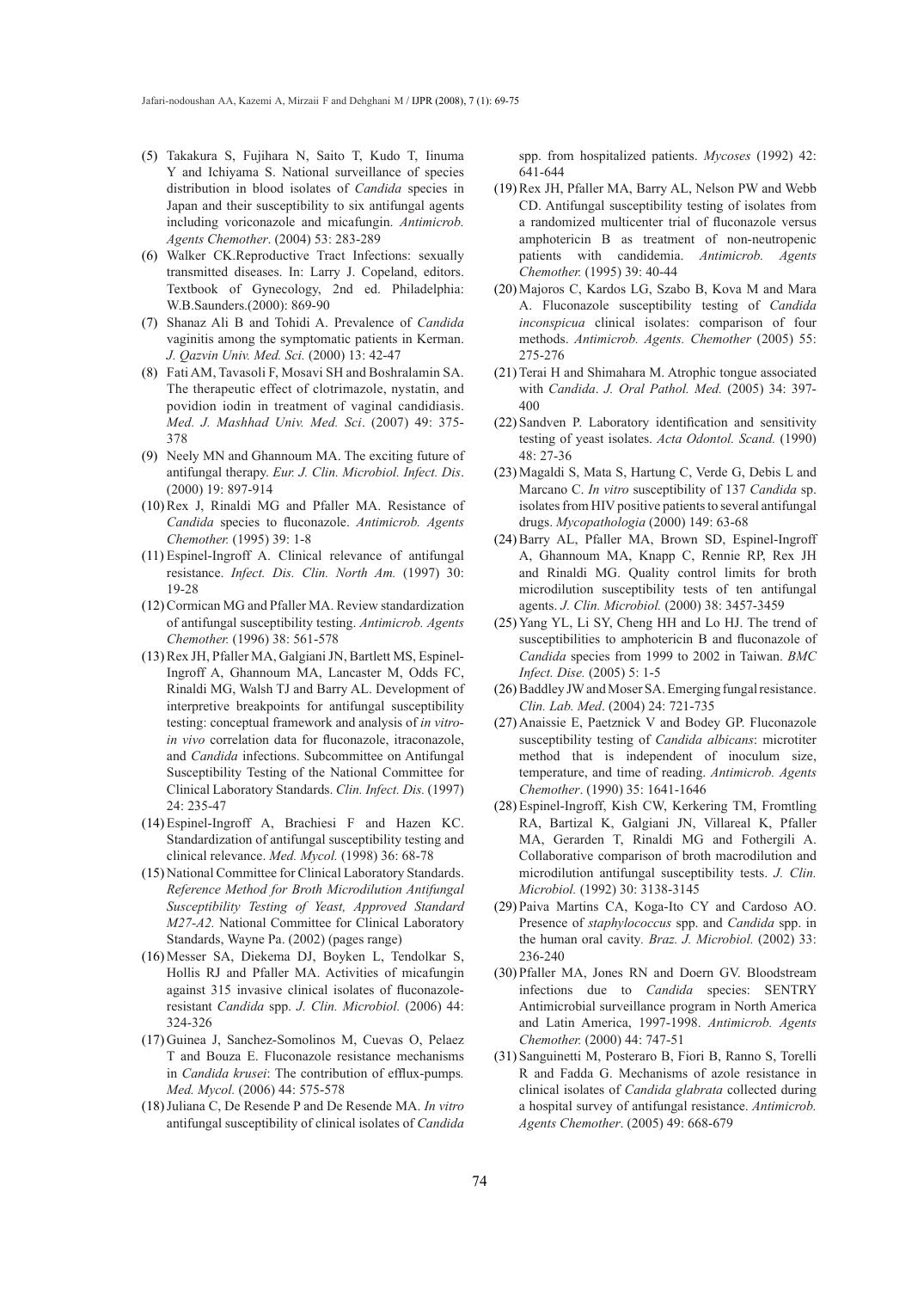(5) Takakura S, Fujihara N, Saito T, Kudo T, Iinuma Y and Ichiyama S. National surveillance of species distribution in blood isolates of *Candida* species in Japan and their susceptibility to six antifungal agents including voriconazole and micafungin. *Antimicrob. Agents Chemother*. (2004) 53: 283-289

(6) Walker CK.Reproductive Tract Infections: sexually transmitted diseases. In: Larry J. Copeland, editors. Textbook of Gynecology, 2nd ed. Philadelphia: W.B.Saunders.(2000): 869-90

(7) Shanaz Ali B and Tohidi A. Prevalence of *Candida* vaginitis among the symptomatic patients in Kerman. *J. Qazvin Univ. Med. Sci.* (2000) 13: 42-47

(8) Fati AM, Tavasoli F, Mosavi SH and Boshralamin SA. The therapeutic effect of clotrimazole, nystatin, and povidion iodin in treatment of vaginal candidiasis. *Med. J. Mashhad Univ. Med. Sci*. (2007) 49: 375-378

(9) Neely MN and Ghannoum MA. The exciting future of antifungal therapy. *Eur. J. Clin. Microbiol. Infect. Dis*. (2000) 19: 897-914

(10) Rex J, Rinaldi MG and Pfaller MA. Resistance of *Candida* species to fluconazole. *Antimicrob. Agents Chemother.* (1995) 39: 1-8

(11) Espinel-Ingroff A. Clinical relevance of antifungal resistance. *Infect. Dis. Clin. North Am.* (1997) 30: 19-28

(12) Cormican MG and Pfaller MA. Review standardization of antifungal susceptibility testing. *Antimicrob. Agents Chemother.* (1996) 38: 561-578

(13) Rex JH, Pfaller MA, Galgiani JN, Bartlett MS, Espinel-Ingroff A, Ghannoum MA, Lancaster M, Odds FC, Rinaldi MG, Walsh TJ and Barry AL. Development of interpretive breakpoints for antifungal susceptibility testing: conceptual framework and analysis of *in vitro-in vivo* correlation data for fluconazole, itraconazole, and *Candida* infections. Subcommittee on Antifungal Susceptibility Testing of the National Committee for Clinical Laboratory Standards. *Clin. Infect. Dis.* (1997) 24: 235-47

(14) Espinel-Ingroff A, Brachiesi F and Hazen KC. Standardization of antifungal susceptibility testing and clinical relevance. *Med. Mycol.* (1998) 36: 68-78

(15) National Committee for Clinical Laboratory Standards. *Reference Method for Broth Microdilution Antifungal Susceptibility Testing of Yeast, Approved Standard M27-A2.* National Committee for Clinical Laboratory Standards, Wayne Pa. (2002) (pages range)

(16) Messer SA, Diekema DJ, Boyken L, Tendolkar S, Hollis RJ and Pfaller MA. Activities of micafungin against 315 invasive clinical isolates of fluconazole-resistant *Candida* spp. *J. Clin. Microbiol.* (2006) 44: 324-326

(17) Guinea J, Sanchez-Somolinos M, Cuevas O, Pelaez T and Bouza E. Fluconazole resistance mechanisms in *Candida krusei*: The contribution of efflux-pumps*. Med. Mycol.* (2006) 44: 575-578

(18) Juliana C, De Resende P and De Resende MA. *In vitro* antifungal susceptibility of clinical isolates of *Candida* spp. from hospitalized patients. *Mycoses* (1992) 42: 641-644

(19) Rex JH, Pfaller MA, Barry AL, Nelson PW and Webb CD. Antifungal susceptibility testing of isolates from a randomized multicenter trial of fluconazole versus amphotericin B as treatment of non-neutropenic patients with candidemia. *Antimicrob. Agents Chemother.* (1995) 39: 40-44

(20) Majoros C, Kardos LG, Szabo B, Kova M and Mara A. Fluconazole susceptibility testing of *Candida inconspicua* clinical isolates: comparison of four methods. *Antimicrob. Agents. Chemother* (2005) 55: 275-276

(21) Terai H and Shimahara M. Atrophic tongue associated with *Candida*. *J. Oral Pathol. Med.* (2005) 34: 397-400

(22) Sandven P. Laboratory identification and sensitivity testing of yeast isolates. *Acta Odontol. Scand.* (1990) 48: 27-36

(23) Magaldi S, Mata S, Hartung C, Verde G, Debis L and Marcano C. *In vitro* susceptibility of 137 *Candida* sp. isolates from HIV positive patients to several antifungal drugs. *Mycopathologia* (2000) 149: 63-68

(24) Barry AL, Pfaller MA, Brown SD, Espinel-Ingroff A, Ghannoum MA, Knapp C, Rennie RP, Rex JH and Rinaldi MG. Quality control limits for broth microdilution susceptibility tests of ten antifungal agents. *J. Clin. Microbiol.* (2000) 38: 3457-3459

(25) Yang YL, Li SY, Cheng HH and Lo HJ. The trend of susceptibilities to amphotericin B and fluconazole of *Candida* species from 1999 to 2002 in Taiwan. *BMC Infect. Dise.* (2005) 5: 1-5

(26) Baddley JW and Moser SA. Emerging fungal resistance. *Clin. Lab. Med*. (2004) 24: 721-735

(27) Anaissie E, Paetznick V and Bodey GP. Fluconazole susceptibility testing of *Candida albicans*: microtiter method that is independent of inoculum size, temperature, and time of reading. *Antimicrob. Agents Chemother*. (1990) 35: 1641-1646

(28) Espinel-Ingroff, Kish CW, Kerkering TM, Fromtling RA, Bartizal K, Galgiani JN, Villareal K, Pfaller MA, Gerarden T, Rinaldi MG and Fothergili A. Collaborative comparison of broth macrodilution and microdilution antifungal susceptibility tests. *J. Clin. Microbiol.* (1992) 30: 3138-3145

(29) Paiva Martins CA, Koga-Ito CY and Cardoso AO. Presence of *staphylococcus* spp. and *Candida* spp. in the human oral cavity*. Braz. J. Microbiol.* (2002) 33: 236-240

(30) Pfaller MA, Jones RN and Doern GV. Bloodstream infections due to *Candida* species: SENTRY Antimicrobial surveillance program in North America and Latin America, 1997-1998. *Antimicrob. Agents Chemother.* (2000) 44: 747-51

(31) Sanguinetti M, Posteraro B, Fiori B, Ranno S, Torelli R and Fadda G. Mechanisms of azole resistance in clinical isolates of *Candida glabrata* collected during a hospital survey of antifungal resistance. *Antimicrob. Agents Chemother*. (2005) 49: 668-679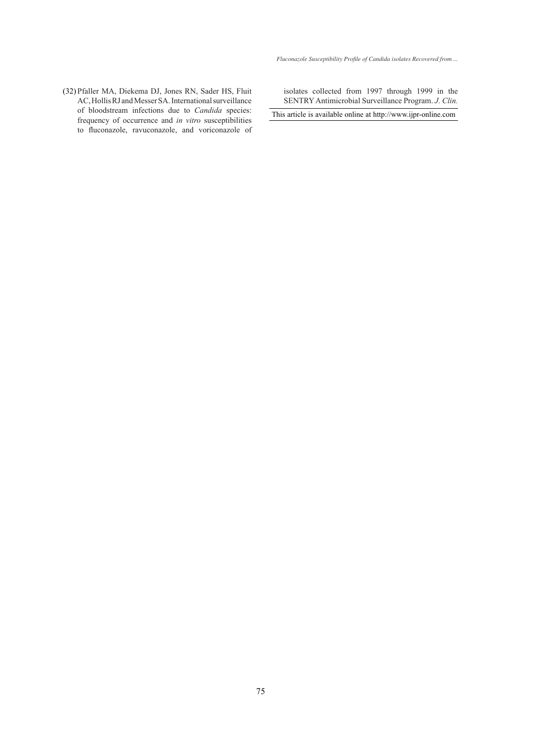(32) Pfaller MA, Diekema DJ, Jones RN, Sader HS, Fluit AC, Hollis RJ and Messer SA. International surveillance of bloodstream infections due to *Candida* species: frequency of occurrence and *in vitro* susceptibilities to fluconazole, ravuconazole, and voriconazole of isolates collected from 1997 through 1999 in the SENTRY Antimicrobial Surveillance Program. *J. Clin.*

This article is available online at http://www.ijpr-online.com